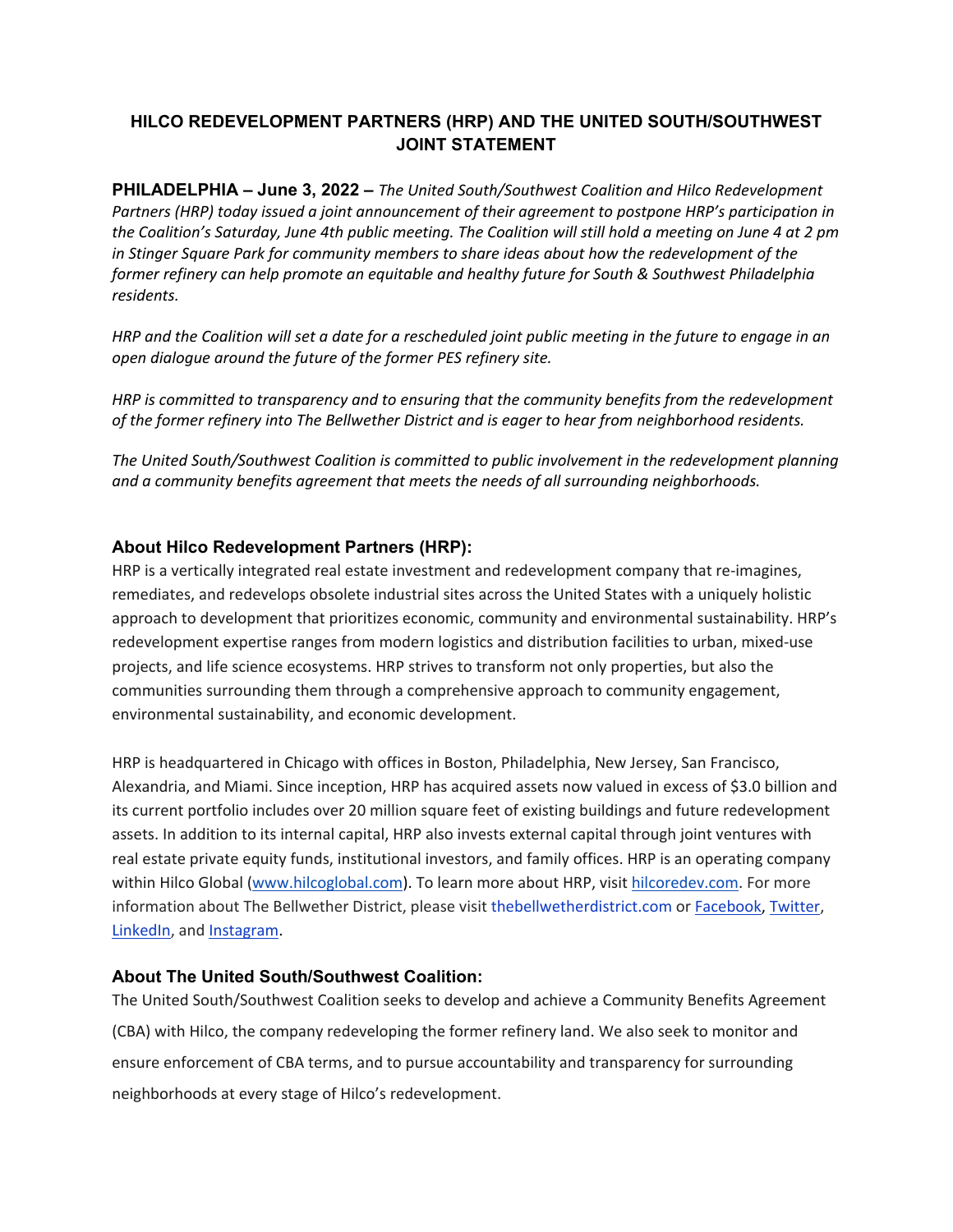# HILCO REDEVELOPMENT PARTNERS (HRP) AND THE UNITED SOUTH/SOUTHWEST JOINT STATEMENT

**PHILADELPHIA – June 3, 2022 –** *The United South/Southwest Coalition and Hilco Redevelopment Partners (HRP) today issued a joint announcement of their agreement to postpone HRP's participation in the Coalition's Saturday, June 4th public meeting. The Coalition will still hold a meeting on June 4 at 2 pm in Stinger Square Park for community members to share ideas about how the redevelopment of the former refinery can help promote an equitable and healthy future for South & Southwest Philadelphia residents.*

*HRP and the Coalition will set a date for a rescheduled joint public meeting in the future to engage in an open dialogue around the future of the former PES refinery site.*

*HRP is committed to transparency and to ensuring that the community benefits from the redevelopment of the former refinery into The Bellwether District and is eager to hear from neighborhood residents.*

*The United South/Southwest Coalition is committed to public involvement in the redevelopment planning and a community benefits agreement that meets the needs of all surrounding neighborhoods.*

### About Hilco Redevelopment Partners (HRP):

HRP is a vertically integrated real estate investment and redevelopment company that re-imagines, remediates, and redevelops obsolete industrial sites across the United States with a uniquely holistic approach to development that prioritizes economic, community and environmental sustainability. HRP's redevelopment expertise ranges from modern logistics and distribution facilities to urban, mixed-use projects, and life science ecosystems. HRP strives to transform not only properties, but also the communities surrounding them through a comprehensive approach to community engagement, environmental sustainability, and economic development.

HRP is headquartered in Chicago with offices in Boston, Philadelphia, New Jersey, San Francisco, Alexandria, and Miami. Since inception, HRP has acquired assets now valued in excess of $3.0 billion and its current portfolio includes over 20 million square feet of existing buildings and future redevelopment assets. In addition to its internal capital, HRP also invests external capital through joint ventures with real estate private equity funds, institutional investors, and family offices. HRP is an operating company within Hilco Global (www.hilcoglobal.com). To learn more about HRP, visit hilcoredev.com. For more information about The Bellwether District, please visit thebellwetherdistrict.com or Facebook, Twitter, LinkedIn, and Instagram.

### About The United South/Southwest Coalition:

The United South/Southwest Coalition seeks to develop and achieve a Community Benefits Agreement (CBA) with Hilco, the company redeveloping the former refinery land. We also seek to monitor and ensure enforcement of CBA terms, and to pursue accountability and transparency for surrounding neighborhoods at every stage of Hilco's redevelopment.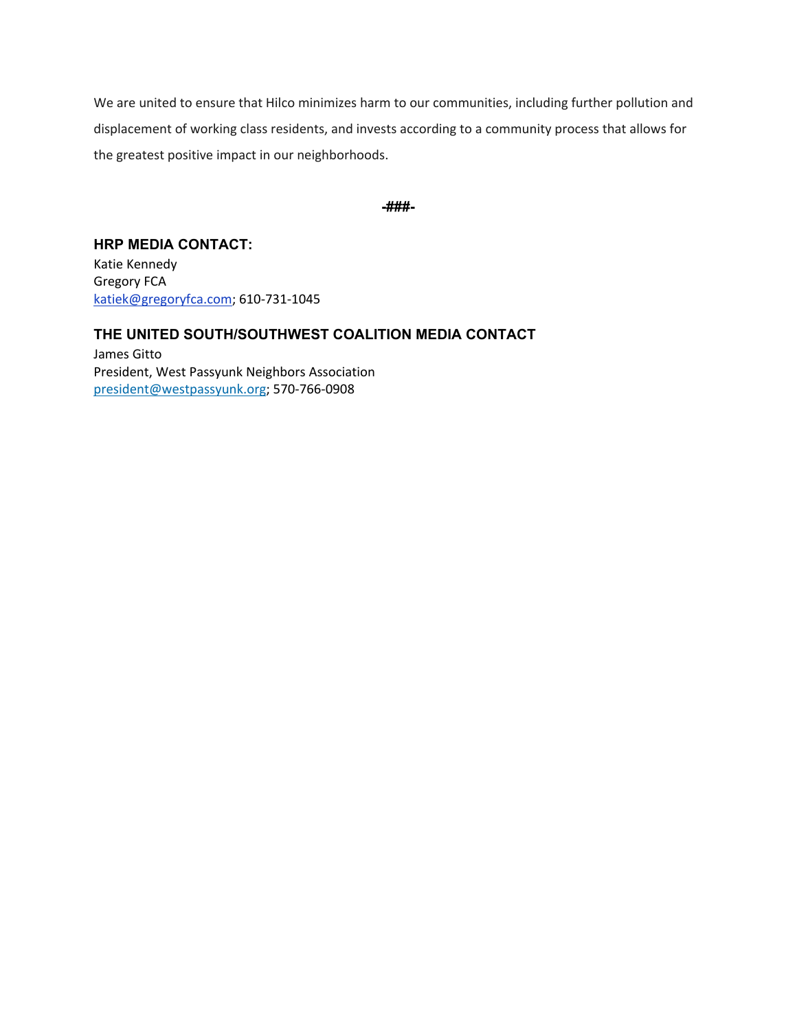We are united to ensure that Hilco minimizes harm to our communities, including further pollution and displacement of working class residents, and invests according to a community process that allows for the greatest positive impact in our neighborhoods.

***-###-***

**HRP MEDIA CONTACT:**

Katie Kennedy
Gregory FCA
katiek@gregoryfca.com; 610-731-1045

**THE UNITED SOUTH/SOUTHWEST COALITION MEDIA CONTACT**

James Gitto
President, West Passyunk Neighbors Association
president@westpassyunk.org; 570-766-0908